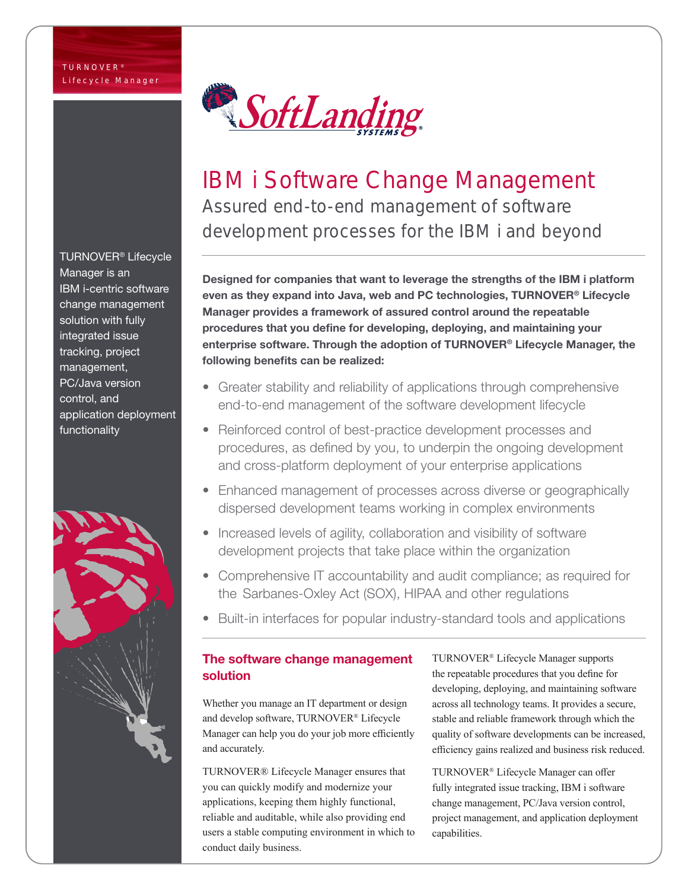TURNOVER® Lifecycle Manager

SoftLanding Systems

# IBM i Software Change Management

## Assured end-to-end management of software development processes for the IBM i and beyond

TURNOVER® Lifecycle Manager is an IBM i-centric software change management solution with fully integrated issue tracking, project management, PC/Java version control, and application deployment functionality

**Designed for companies that want to leverage the strengths of the IBM i platform even as they expand into Java, web and PC technologies, TURNOVER® Lifecycle Manager provides a framework of assured control around the repeatable procedures that you define for developing, deploying, and maintaining your enterprise software. Through the adoption of TURNOVER® Lifecycle Manager, the following benefits can be realized:**

- Greater stability and reliability of applications through comprehensive end-to-end management of the software development lifecycle
- Reinforced control of best-practice development processes and procedures, as defined by you, to underpin the ongoing development and cross-platform deployment of your enterprise applications
- Enhanced management of processes across diverse or geographically dispersed development teams working in complex environments
- Increased levels of agility, collaboration and visibility of software development projects that take place within the organization
- Comprehensive IT accountability and audit compliance; as required for the Sarbanes-Oxley Act (SOX), HIPAA and other regulations
- Built-in interfaces for popular industry-standard tools and applications

### The software change management solution

Whether you manage an IT department or design and develop software, TURNOVER® Lifecycle Manager can help you do your job more efficiently and accurately.

TURNOVER® Lifecycle Manager ensures that you can quickly modify and modernize your applications, keeping them highly functional, reliable and auditable, while also providing end users a stable computing environment in which to conduct daily business.

TURNOVER® Lifecycle Manager supports the repeatable procedures that you define for developing, deploying, and maintaining software across all technology teams. It provides a secure, stable and reliable framework through which the quality of software developments can be increased, efficiency gains realized and business risk reduced.

TURNOVER® Lifecycle Manager can offer fully integrated issue tracking, IBM i software change management, PC/Java version control, project management, and application deployment capabilities.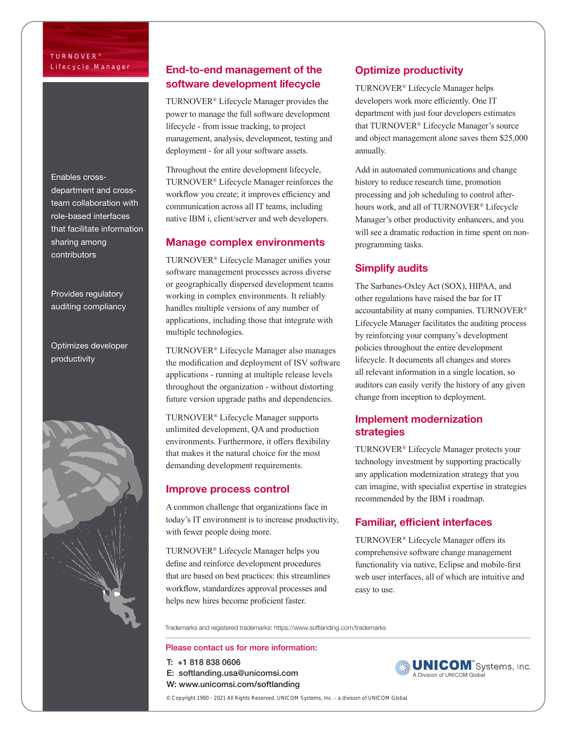TURNOVER® Lifecycle Manager

Enables cross-department and cross-team collaboration with role-based interfaces that facilitate information sharing among contributors

Provides regulatory auditing compliancy

Optimizes developer productivity

## End-to-end management of the software development lifecycle

TURNOVER® Lifecycle Manager provides the power to manage the full software development lifecycle - from issue tracking, to project management, analysis, development, testing and deployment - for all your software assets.

Throughout the entire development lifecycle, TURNOVER® Lifecycle Manager reinforces the workflow you create; it improves efficiency and communication across all IT teams, including native IBM i, client/server and web developers.

## Manage complex environments

TURNOVER® Lifecycle Manager unifies your software management processes across diverse or geographically dispersed development teams working in complex environments. It reliably handles multiple versions of any number of applications, including those that integrate with multiple technologies.

TURNOVER® Lifecycle Manager also manages the modification and deployment of ISV software applications - running at multiple release levels throughout the organization - without distorting future version upgrade paths and dependencies.

TURNOVER® Lifecycle Manager supports unlimited development, QA and production environments. Furthermore, it offers flexibility that makes it the natural choice for the most demanding development requirements.

## Improve process control

A common challenge that organizations face in today's IT environment is to increase productivity, with fewer people doing more.

TURNOVER® Lifecycle Manager helps you define and reinforce development procedures that are based on best practices: this streamlines workflow, standardizes approval processes and helps new hires become proficient faster.

## Optimize productivity

TURNOVER® Lifecycle Manager helps developers work more efficiently. One IT department with just four developers estimates that TURNOVER® Lifecycle Manager's source and object management alone saves them $25,000 annually.

Add in automated communications and change history to reduce research time, promotion processing and job scheduling to control after-hours work, and all of TURNOVER® Lifecycle Manager's other productivity enhancers, and you will see a dramatic reduction in time spent on non-programming tasks.

## Simplify audits

The Sarbanes-Oxley Act (SOX), HIPAA, and other regulations have raised the bar for IT accountability at many companies. TURNOVER® Lifecycle Manager facilitates the auditing process by reinforcing your company's development policies throughout the entire development lifecycle. It documents all changes and stores all relevant information in a single location, so auditors can easily verify the history of any given change from inception to deployment.

## Implement modernization strategies

TURNOVER® Lifecycle Manager protects your technology investment by supporting practically any application modernization strategy that you can imagine, with specialist expertise in strategies recommended by the IBM i roadmap.

## Familiar, efficient interfaces

TURNOVER® Lifecycle Manager offers its comprehensive software change management functionality via native, Eclipse and mobile-first web user interfaces, all of which are intuitive and easy to use.

Trademarks and registered trademarks: https://www.softlanding.com/trademarks

**Please contact us for more information:**

T: +1 818 838 0606
E: softlanding.usa@unicomsi.com
W: www.unicomsi.com/softlanding

UNICOM® Systems, Inc.
A Division of UNICOM Global

© Copyright 1990 - 2021 All Rights Reserved. UNICOM Systems, Inc. - a division of UNICOM Global.